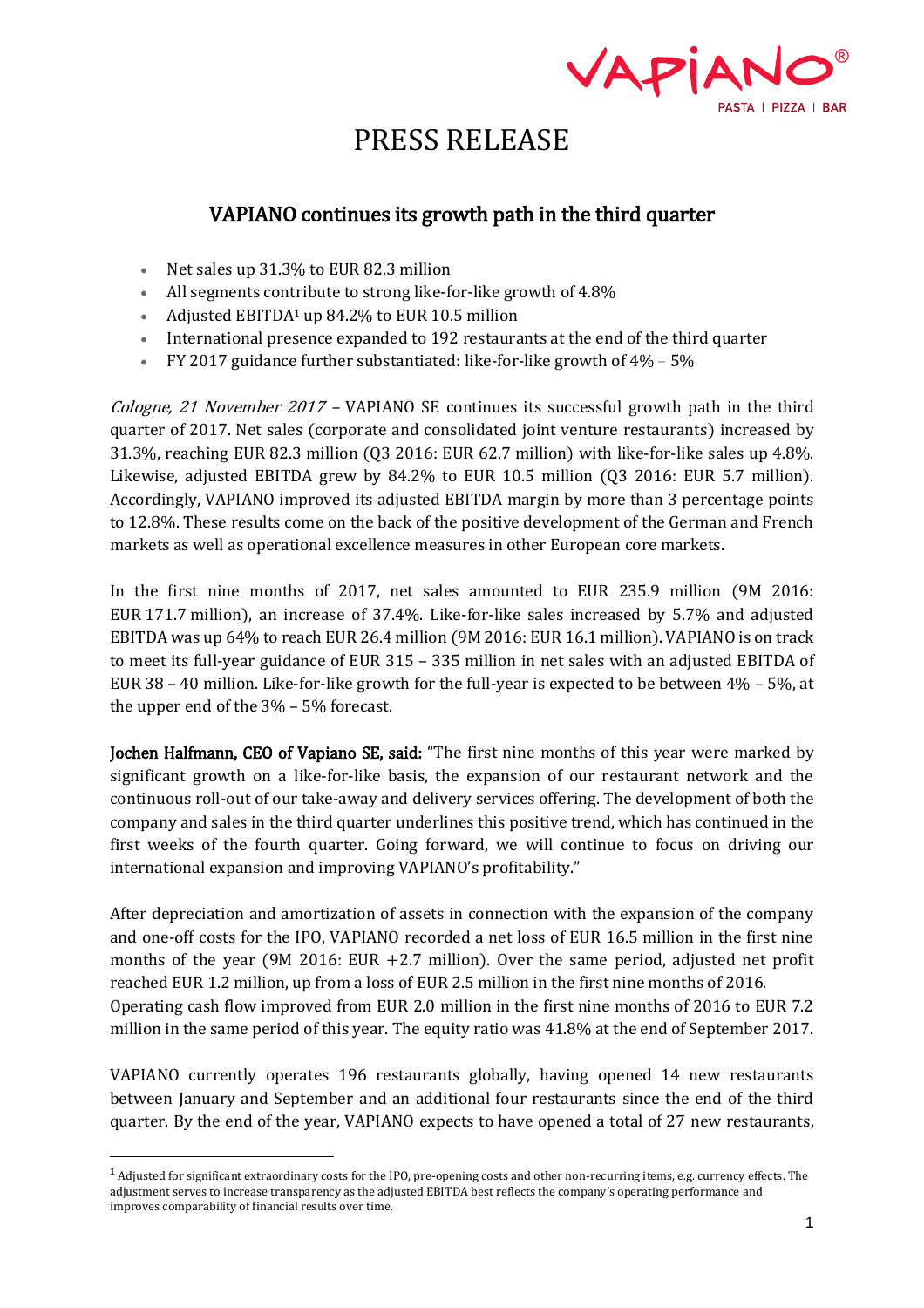# PRESS RELEASE

## VAPIANO continues its growth path in the third quarter

- Net sales up 31.3% to EUR 82.3 million
- All segments contribute to strong like-for-like growth of 4.8%
- Adjusted EBITDA[1] up 84.2% to EUR 10.5 million
- International presence expanded to 192 restaurants at the end of the third quarter
- FY 2017 guidance further substantiated: like-for-like growth of 4% – 5%

*Cologne, 21 November 2017* – VAPIANO SE continues its successful growth path in the third quarter of 2017. Net sales (corporate and consolidated joint venture restaurants) increased by 31.3%, reaching EUR 82.3 million (Q3 2016: EUR 62.7 million) with like-for-like sales up 4.8%. Likewise, adjusted EBITDA grew by 84.2% to EUR 10.5 million (Q3 2016: EUR 5.7 million). Accordingly, VAPIANO improved its adjusted EBITDA margin by more than 3 percentage points to 12.8%. These results come on the back of the positive development of the German and French markets as well as operational excellence measures in other European core markets.

In the first nine months of 2017, net sales amounted to EUR 235.9 million (9M 2016: EUR 171.7 million), an increase of 37.4%. Like-for-like sales increased by 5.7% and adjusted EBITDA was up 64% to reach EUR 26.4 million (9M 2016: EUR 16.1 million). VAPIANO is on track to meet its full-year guidance of EUR 315 – 335 million in net sales with an adjusted EBITDA of EUR 38 – 40 million. Like-for-like growth for the full-year is expected to be between 4% – 5%, at the upper end of the 3% – 5% forecast.

**Jochen Halfmann, CEO of Vapiano SE, said:** "The first nine months of this year were marked by significant growth on a like-for-like basis, the expansion of our restaurant network and the continuous roll-out of our take-away and delivery services offering. The development of both the company and sales in the third quarter underlines this positive trend, which has continued in the first weeks of the fourth quarter. Going forward, we will continue to focus on driving our international expansion and improving VAPIANO's profitability."

After depreciation and amortization of assets in connection with the expansion of the company and one-off costs for the IPO, VAPIANO recorded a net loss of EUR 16.5 million in the first nine months of the year (9M 2016: EUR +2.7 million). Over the same period, adjusted net profit reached EUR 1.2 million, up from a loss of EUR 2.5 million in the first nine months of 2016.
Operating cash flow improved from EUR 2.0 million in the first nine months of 2016 to EUR 7.2 million in the same period of this year. The equity ratio was 41.8% at the end of September 2017.

VAPIANO currently operates 196 restaurants globally, having opened 14 new restaurants between January and September and an additional four restaurants since the end of the third quarter. By the end of the year, VAPIANO expects to have opened a total of 27 new restaurants,

---

[1] Adjusted for significant extraordinary costs for the IPO, pre-opening costs and other non-recurring items, e.g. currency effects. The adjustment serves to increase transparency as the adjusted EBITDA best reflects the company's operating performance and improves comparability of financial results over time.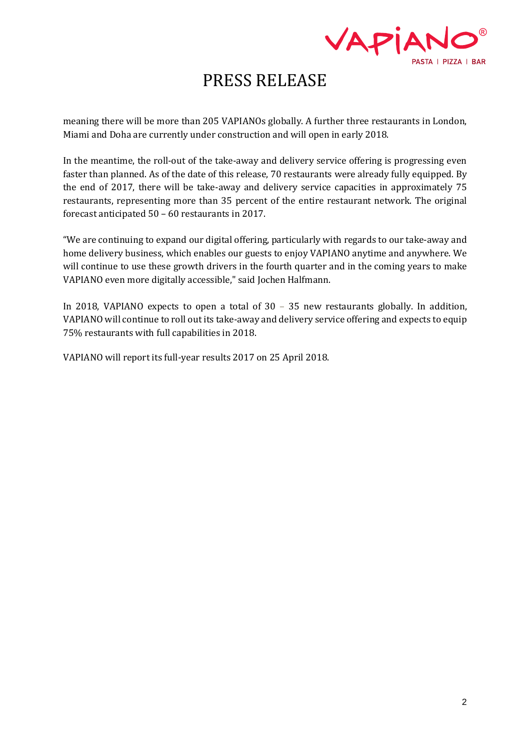# PRESS RELEASE

meaning there will be more than 205 VAPIANOs globally. A further three restaurants in London, Miami and Doha are currently under construction and will open in early 2018.

In the meantime, the roll-out of the take-away and delivery service offering is progressing even faster than planned. As of the date of this release, 70 restaurants were already fully equipped. By the end of 2017, there will be take-away and delivery service capacities in approximately 75 restaurants, representing more than 35 percent of the entire restaurant network. The original forecast anticipated 50 – 60 restaurants in 2017.

"We are continuing to expand our digital offering, particularly with regards to our take-away and home delivery business, which enables our guests to enjoy VAPIANO anytime and anywhere. We will continue to use these growth drivers in the fourth quarter and in the coming years to make VAPIANO even more digitally accessible," said Jochen Halfmann.

In 2018, VAPIANO expects to open a total of 30 – 35 new restaurants globally. In addition, VAPIANO will continue to roll out its take-away and delivery service offering and expects to equip 75% restaurants with full capabilities in 2018.

VAPIANO will report its full-year results 2017 on 25 April 2018.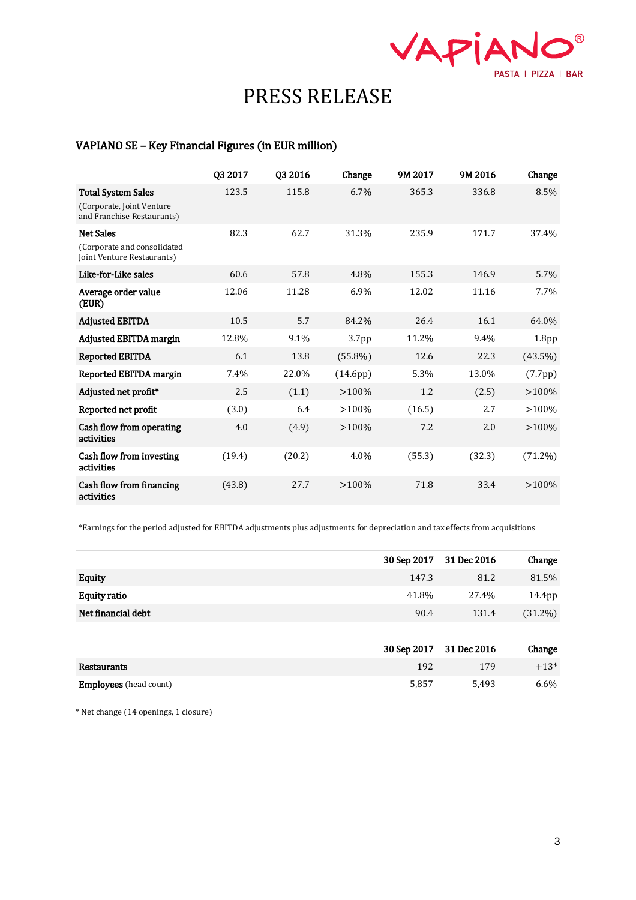# PRESS RELEASE

## VAPIANO SE – Key Financial Figures (in EUR million)

| | Q3 2017 | Q3 2016 | Change | 9M 2017 | 9M 2016 | Change |
|---|---|---|---|---|---|---|
| **Total System Sales** (Corporate, Joint Venture and Franchise Restaurants) | 123.5 | 115.8 | 6.7% | 365.3 | 336.8 | 8.5% |
| **Net Sales** (Corporate and consolidated Joint Venture Restaurants) | 82.3 | 62.7 | 31.3% | 235.9 | 171.7 | 37.4% |
| **Like-for-Like sales** | 60.6 | 57.8 | 4.8% | 155.3 | 146.9 | 5.7% |
| **Average order value (EUR)** | 12.06 | 11.28 | 6.9% | 12.02 | 11.16 | 7.7% |
| **Adjusted EBITDA** | 10.5 | 5.7 | 84.2% | 26.4 | 16.1 | 64.0% |
| **Adjusted EBITDA margin** | 12.8% | 9.1% | 3.7pp | 11.2% | 9.4% | 1.8pp |
| **Reported EBITDA** | 6.1 | 13.8 | (55.8%) | 12.6 | 22.3 | (43.5%) |
| **Reported EBITDA margin** | 7.4% | 22.0% | (14.6pp) | 5.3% | 13.0% | (7.7pp) |
| **Adjusted net profit*** | 2.5 | (1.1) | >100% | 1.2 | (2.5) | >100% |
| **Reported net profit** | (3.0) | 6.4 | >100% | (16.5) | 2.7 | >100% |
| **Cash flow from operating activities** | 4.0 | (4.9) | >100% | 7.2 | 2.0 | >100% |
| **Cash flow from investing activities** | (19.4) | (20.2) | 4.0% | (55.3) | (32.3) | (71.2%) |
| **Cash flow from financing activities** | (43.8) | 27.7 | >100% | 71.8 | 33.4 | >100% |

*Earnings for the period adjusted for EBITDA adjustments plus adjustments for depreciation and tax effects from acquisitions

| | 30 Sep 2017 | 31 Dec 2016 | Change |
|---|---|---|---|
| **Equity** | 147.3 | 81.2 | 81.5% |
| **Equity ratio** | 41.8% | 27.4% | 14.4pp |
| **Net financial debt** | 90.4 | 131.4 | (31.2%) |

| | 30 Sep 2017 | 31 Dec 2016 | Change |
|---|---|---|---|
| **Restaurants** | 192 | 179 | +13* |
| **Employees** (head count) | 5,857 | 5,493 | 6.6% |

* Net change (14 openings, 1 closure)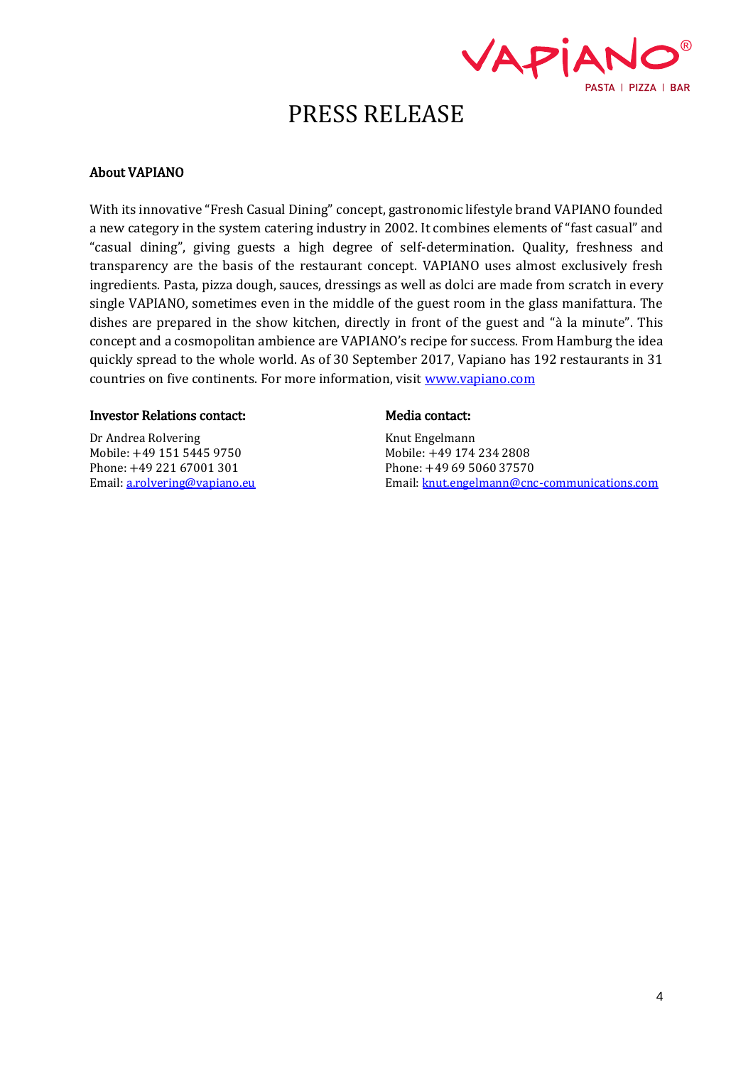# PRESS RELEASE

## About VAPIANO

With its innovative "Fresh Casual Dining" concept, gastronomic lifestyle brand VAPIANO founded a new category in the system catering industry in 2002. It combines elements of "fast casual" and "casual dining", giving guests a high degree of self-determination. Quality, freshness and transparency are the basis of the restaurant concept. VAPIANO uses almost exclusively fresh ingredients. Pasta, pizza dough, sauces, dressings as well as dolci are made from scratch in every single VAPIANO, sometimes even in the middle of the guest room in the glass manifattura. The dishes are prepared in the show kitchen, directly in front of the guest and "à la minute". This concept and a cosmopolitan ambience are VAPIANO's recipe for success. From Hamburg the idea quickly spread to the whole world. As of 30 September 2017, Vapiano has 192 restaurants in 31 countries on five continents. For more information, visit www.vapiano.com

**Investor Relations contact:**

Dr Andrea Rolvering
Mobile: +49 151 5445 9750
Phone: +49 221 67001 301
Email: a.rolvering@vapiano.eu

**Media contact:**

Knut Engelmann
Mobile: +49 174 234 2808
Phone: +49 69 5060 37570
Email: knut.engelmann@cnc-communications.com